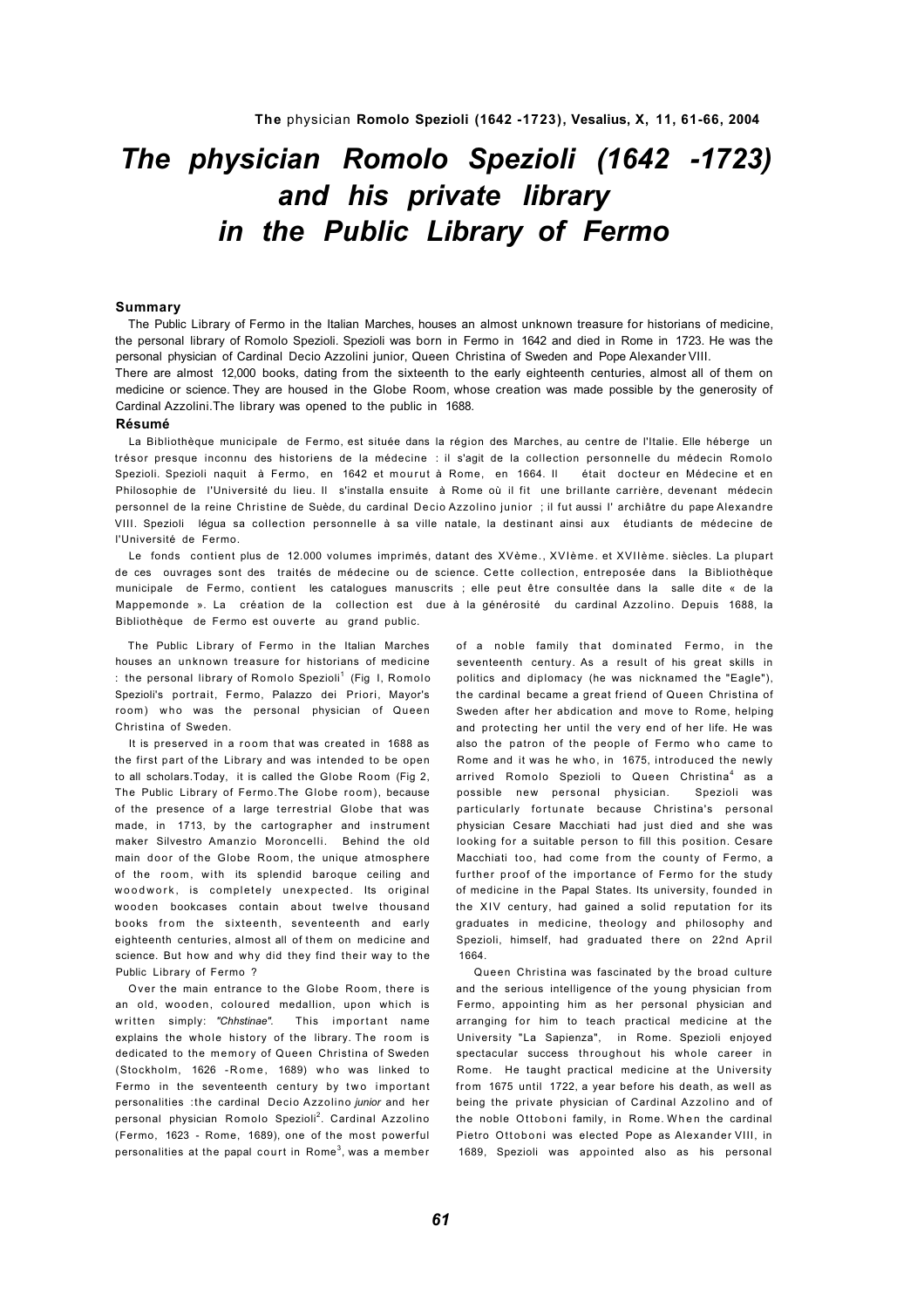# The physician Romolo Spezioli (1642 -1723) and his private library in the Public Library of Fermo

### Summary

The Public Library of Fermo in the Italian Marches, houses an almost unknown treasure for historians of medicine, the personal library of Romolo Spezioli. Spezioli was born in Fermo in 1642 and died in Rome in 1723. He was the personal physician of Cardinal Decio Azzolini junior, Queen Christina of Sweden and Pope Alexander VIII.

There are almost 12,000 books, dating from the sixteenth to the early eighteenth centuries, almost all of them on medicine or science. They are housed in the Globe Room, whose creation was made possible by the generosity of Cardinal Azzolini.The library was opened to the public in 1688.

### Résumé

La Bibliothèque municipale de Fermo, est située dans la région des Marches, au centre de l'Italie. Elle héberge un trésor presque inconnu des historiens de la médecine : il s'agit de la collection personnelle du médecin Romolo Spezioli. Spezioli naquit à Fermo, en 1642 et mourut à Rome, en 1664. Il était docteur en Médecine et en Philosophie de l'Université du lieu. Il s'installa ensuite à Rome où il fit une brillante carrière, devenant médecin personnel de la reine Christine de Suède, du cardinal Decio Azzolino junior ; il fut aussi l' archiâtre du pape Alexandre VIII. Spezioli légua sa collection personnelle à sa ville natale, la destinant ainsi aux étudiants de médecine de l'Université de Fermo.

Le fonds contient plus de 12.000 volumes imprimés, datant des XVème., XVIème. et XVIIème. siècles. La plupart de ces ouvrages sont des traités de médecine ou de science. Cette collection, entreposée dans la Bibliothèque municipale de Fermo, contient les catalogues manuscrits ; elle peut être consultée dans la salle dite « de la Mappemonde ». La création de la collection est due à la générosité du cardinal Azzolino. Depuis 1688, la Bibliothèque de Fermo est ouverte au grand public.

The Public Library of Fermo in the Italian Marches houses an unknown treasure for historians of medicine : the personal library of Romolo Spezioli[1] (Fig I, Romolo Spezioli's portrait, Fermo, Palazzo dei Priori, Mayor's room) who was the personal physician of Queen Christina of Sweden.

It is preserved in a room that was created in 1688 as the first part of the Library and was intended to be open to all scholars.Today, it is called the Globe Room (Fig 2, The Public Library of Fermo.The Globe room), because of the presence of a large terrestrial Globe that was made, in 1713, by the cartographer and instrument maker Silvestro Amanzio Moroncelli. Behind the old main door of the Globe Room, the unique atmosphere of the room, with its splendid baroque ceiling and woodwork, is completely unexpected. Its original wooden bookcases contain about twelve thousand books from the sixteenth, seventeenth and early eighteenth centuries, almost all of them on medicine and science. But how and why did they find their way to the Public Library of Fermo ?

Over the main entrance to the Globe Room, there is an old, wooden, coloured medallion, upon which is written simply: *"Chhstinae".* This important name explains the whole history of the library. The room is dedicated to the memory of Queen Christina of Sweden (Stockholm, 1626 -Rome, 1689) who was linked to Fermo in the seventeenth century by two important personalities :the cardinal Decio Azzolino *junior* and her personal physician Romolo Spezioli[2]. Cardinal Azzolino (Fermo, 1623 - Rome, 1689), one of the most powerful personalities at the papal court in Rome[3], was a member of a noble family that dominated Fermo, in the seventeenth century. As a result of his great skills in politics and diplomacy (he was nicknamed the "Eagle"), the cardinal became a great friend of Queen Christina of Sweden after her abdication and move to Rome, helping and protecting her until the very end of her life. He was also the patron of the people of Fermo who came to Rome and it was he who, in 1675, introduced the newly arrived Romolo Spezioli to Queen Christina[4] as a possible new personal physician. Spezioli was particularly fortunate because Christina's personal physician Cesare Macchiati had just died and she was looking for a suitable person to fill this position. Cesare Macchiati too, had come from the county of Fermo, a further proof of the importance of Fermo for the study of medicine in the Papal States. Its university, founded in the XIV century, had gained a solid reputation for its graduates in medicine, theology and philosophy and Spezioli, himself, had graduated there on 22nd April 1664.

Queen Christina was fascinated by the broad culture and the serious intelligence of the young physician from Fermo, appointing him as her personal physician and arranging for him to teach practical medicine at the University "La Sapienza", in Rome. Spezioli enjoyed spectacular success throughout his whole career in Rome. He taught practical medicine at the University from 1675 until 1722, a year before his death, as well as being the private physician of Cardinal Azzolino and of the noble Ottoboni family, in Rome. When the cardinal Pietro Ottoboni was elected Pope as Alexander VIII, in 1689, Spezioli was appointed also as his personal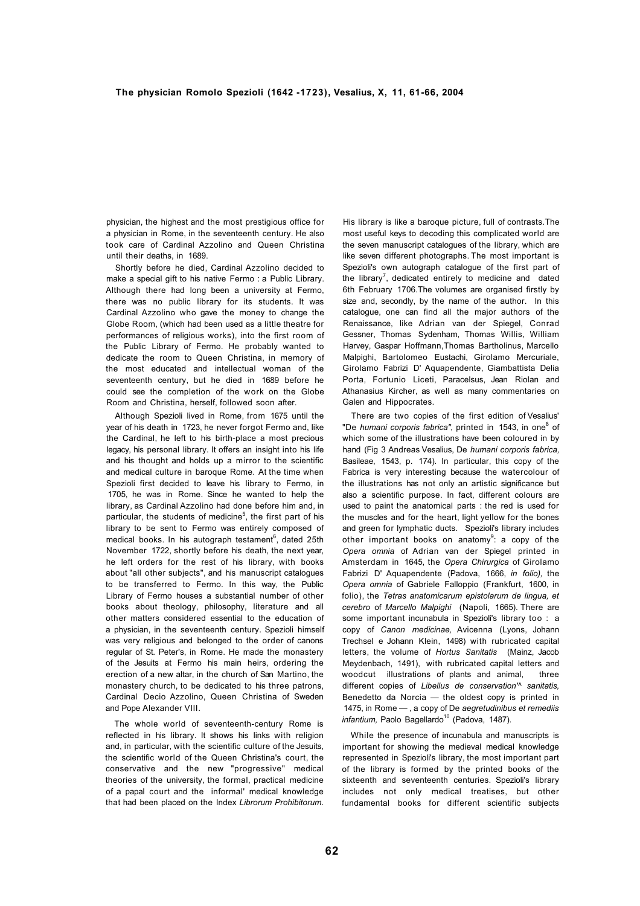physician, the highest and the most prestigious office for a physician in Rome, in the seventeenth century. He also took care of Cardinal Azzolino and Queen Christina until their deaths, in 1689.

Shortly before he died, Cardinal Azzolino decided to make a special gift to his native Fermo : a Public Library. Although there had long been a university at Fermo, there was no public library for its students. It was Cardinal Azzolino who gave the money to change the Globe Room, (which had been used as a little theatre for performances of religious works), into the first room of the Public Library of Fermo. He probably wanted to dedicate the room to Queen Christina, in memory of the most educated and intellectual woman of the seventeenth century, but he died in 1689 before he could see the completion of the work on the Globe Room and Christina, herself, followed soon after.

Although Spezioli lived in Rome, from 1675 until the year of his death in 1723, he never forgot Fermo and, like the Cardinal, he left to his birth-place a most precious legacy, his personal library. It offers an insight into his life and his thought and holds up a mirror to the scientific and medical culture in baroque Rome. At the time when Spezioli first decided to leave his library to Fermo, in 1705, he was in Rome. Since he wanted to help the library, as Cardinal Azzolino had done before him and, in particular, the students of medicine[5], the first part of his library to be sent to Fermo was entirely composed of medical books. In his autograph testament[6], dated 25th November 1722, shortly before his death, the next year, he left orders for the rest of his library, with books about "all other subjects", and his manuscript catalogues to be transferred to Fermo. In this way, the Public Library of Fermo houses a substantial number of other books about theology, philosophy, literature and all other matters considered essential to the education of a physician, in the seventeenth century. Spezioli himself was very religious and belonged to the order of canons regular of St. Peter's, in Rome. He made the monastery of the Jesuits at Fermo his main heirs, ordering the erection of a new altar, in the church of San Martino, the monastery church, to be dedicated to his three patrons, Cardinal Decio Azzolino, Queen Christina of Sweden and Pope Alexander VIII.

The whole world of seventeenth-century Rome is reflected in his library. It shows his links with religion and, in particular, with the scientific culture of the Jesuits, the scientific world of the Queen Christina's court, the conservative and the new "progressive" medical theories of the university, the formal, practical medicine of a papal court and the informal' medical knowledge that had been placed on the Index *Librorum Prohibitorum.*

His library is like a baroque picture, full of contrasts.The most useful keys to decoding this complicated world are the seven manuscript catalogues of the library, which are like seven different photographs. The most important is Spezioli's own autograph catalogue of the first part of the library[7], dedicated entirely to medicine and dated 6th February 1706.The volumes are organised firstly by size and, secondly, by the name of the author. In this catalogue, one can find all the major authors of the Renaissance, like Adrian van der Spiegel, Conrad Gessner, Thomas Sydenham, Thomas Willis, William Harvey, Gaspar Hoffmann,Thomas Bartholinus, Marcello Malpighi, Bartolomeo Eustachi, Girolamo Mercuriale, Girolamo Fabrizi D' Aquapendente, Giambattista Delia Porta, Fortunio Liceti, Paracelsus, Jean Riolan and Athanasius Kircher, as well as many commentaries on Galen and Hippocrates.

There are two copies of the first edition of Vesalius' "De *humani corporis fabrica"*, printed in 1543, in one[8] of which some of the illustrations have been coloured in by hand (Fig 3 Andreas Vesalius, De *humani corporis fabrica,* Basileae, 1543, p. 174). In particular, this copy of the Fabrica is very interesting because the watercolour of the illustrations has not only an artistic significance but also a scientific purpose. In fact, different colours are used to paint the anatomical parts : the red is used for the muscles and for the heart, light yellow for the bones and green for lymphatic ducts. Spezioli's library includes other important books on anatomy[9]: a copy of the *Opera omnia* of Adrian van der Spiegel printed in Amsterdam in 1645, the *Opera Chirurgica* of Girolamo Fabrizi D' Aquapendente (Padova, 1666, *in folio),* the *Opera omnia* of Gabriele Falloppio (Frankfurt, 1600, in folio), the *Tetras anatomicarum epistolarum de lingua, et cerebro* of *Marcello Malpighi* (Napoli, 1665). There are some important incunabula in Spezioli's library too : a copy of *Canon medicinae,* Avicenna (Lyons, Johann Trechsel e Johann Klein, 1498) with rubricated capital letters, the volume of *Hortus Sanitatis* (Mainz, Jacob Meydenbach, 1491), with rubricated capital letters and woodcut illustrations of plants and animal, three different copies of *Libellus de conservation'^ sanitatis,* Benedetto da Norcia — the oldest copy is printed in 1475, in Rome — , a copy of De *aegretudinibus et remediis infantium,* Paolo Bagellardo[10] (Padova, 1487).

While the presence of incunabula and manuscripts is important for showing the medieval medical knowledge represented in Spezioli's library, the most important part of the library is formed by the printed books of the sixteenth and seventeenth centuries. Spezioli's library includes not only medical treatises, but other fundamental books for different scientific subjects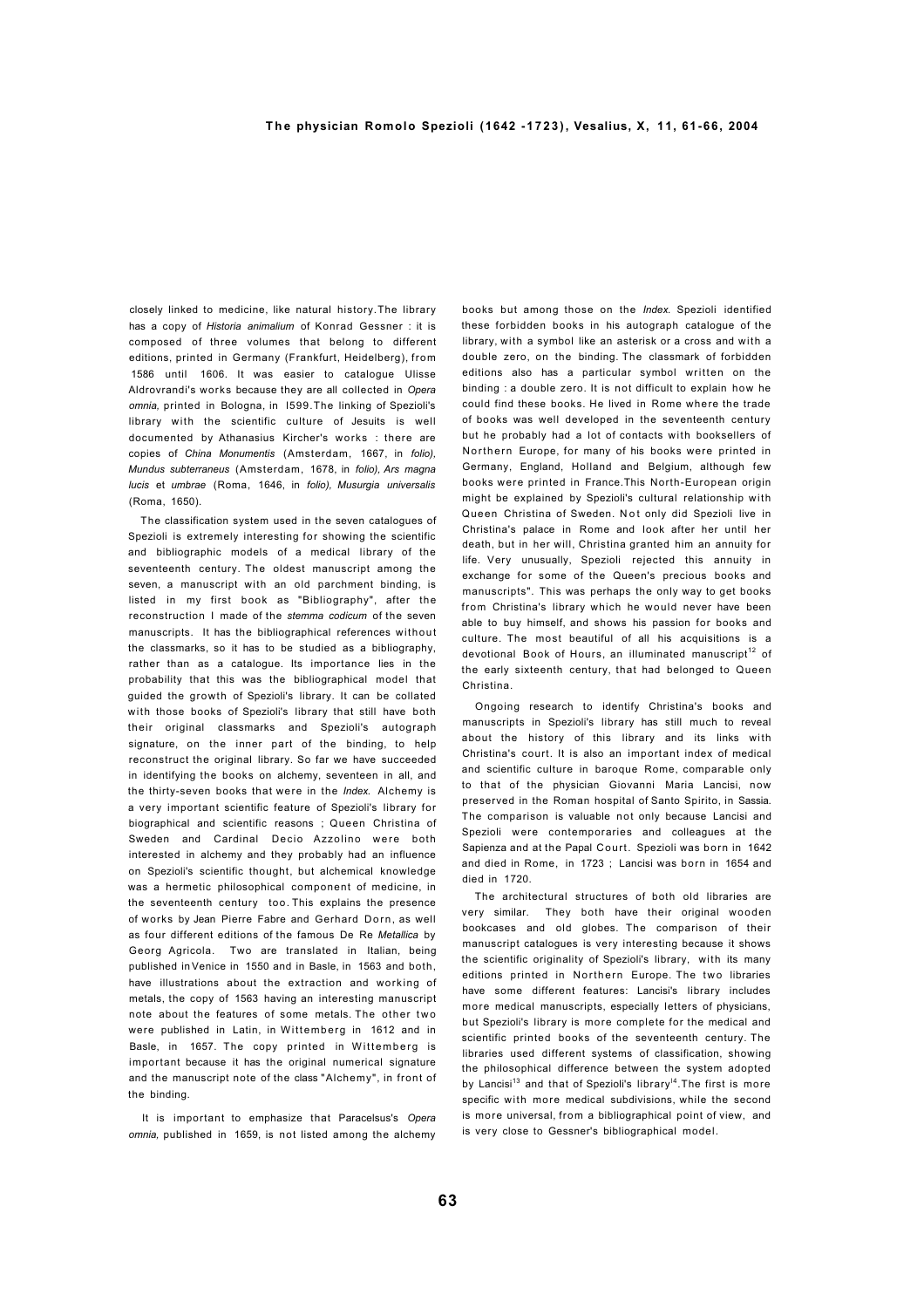closely linked to medicine, like natural history. The library has a copy of *Historia animalium* of Konrad Gessner : it is composed of three volumes that belong to different editions, printed in Germany (Frankfurt, Heidelberg), from 1586 until 1606. It was easier to catalogue Ulisse Aldrovrandi's works because they are all collected in *Opera omnia*, printed in Bologna, in 1599. The linking of Spezioli's library with the scientific culture of Jesuits is well documented by Athanasius Kircher's works : there are copies of *China Monumentis* (Amsterdam, 1667, in *folio*), *Mundus subterraneus* (Amsterdam, 1678, in *folio*), *Ars magna lucis* et *umbrae* (Roma, 1646, in *folio*), *Musurgia universalis* (Roma, 1650).

The classification system used in the seven catalogues of Spezioli is extremely interesting for showing the scientific and bibliographic models of a medical library of the seventeenth century. The oldest manuscript among the seven, a manuscript with an old parchment binding, is listed in my first book as "Bibliography", after the reconstruction I made of the *stemma codicum* of the seven manuscripts. It has the bibliographical references without the classmarks, so it has to be studied as a bibliography, rather than as a catalogue. Its importance lies in the probability that this was the bibliographical model that guided the growth of Spezioli's library. It can be collated with those books of Spezioli's library that still have both their original classmarks and Spezioli's autograph signature, on the inner part of the binding, to help reconstruct the original library. So far we have succeeded in identifying the books on alchemy, seventeen in all, and the thirty-seven books that were in the *Index*. Alchemy is a very important scientific feature of Spezioli's library for biographical and scientific reasons ; Queen Christina of Sweden and Cardinal Decio Azzolino were both interested in alchemy and they probably had an influence on Spezioli's scientific thought, but alchemical knowledge was a hermetic philosophical component of medicine, in the seventeenth century too. This explains the presence of works by Jean Pierre Fabre and Gerhard Dorn, as well as four different editions of the famous De Re *Metallica* by Georg Agricola. Two are translated in Italian, being published in Venice in 1550 and in Basle, in 1563 and both, have illustrations about the extraction and working of metals, the copy of 1563 having an interesting manuscript note about the features of some metals. The other two were published in Latin, in Wittemberg in 1612 and in Basle, in 1657. The copy printed in Wittemberg is important because it has the original numerical signature and the manuscript note of the class "Alchemy", in front of the binding.

It is important to emphasize that Paracelsus's *Opera omnia*, published in 1659, is not listed among the alchemy books but among those on the *Index*. Spezioli identified these forbidden books in his autograph catalogue of the library, with a symbol like an asterisk or a cross and with a double zero, on the binding. The classmark of forbidden editions also has a particular symbol written on the binding : a double zero. It is not difficult to explain how he could find these books. He lived in Rome where the trade of books was well developed in the seventeenth century but he probably had a lot of contacts with booksellers of Northern Europe, for many of his books were printed in Germany, England, Holland and Belgium, although few books were printed in France. This North-European origin might be explained by Spezioli's cultural relationship with Queen Christina of Sweden. Not only did Spezioli live in Christina's palace in Rome and look after her until her death, but in her will, Christina granted him an annuity for life. Very unusually, Spezioli rejected this annuity in exchange for some of the Queen's precious books and manuscripts". This was perhaps the only way to get books from Christina's library which he would never have been able to buy himself, and shows his passion for books and culture. The most beautiful of all his acquisitions is a devotional Book of Hours, an illuminated manuscript[12] of the early sixteenth century, that had belonged to Queen Christina.

Ongoing research to identify Christina's books and manuscripts in Spezioli's library has still much to reveal about the history of this library and its links with Christina's court. It is also an important index of medical and scientific culture in baroque Rome, comparable only to that of the physician Giovanni Maria Lancisi, now preserved in the Roman hospital of Santo Spirito, in Sassia. The comparison is valuable not only because Lancisi and Spezioli were contemporaries and colleagues at the Sapienza and at the Papal Court. Spezioli was born in 1642 and died in Rome, in 1723 ; Lancisi was born in 1654 and died in 1720.

The architectural structures of both old libraries are very similar. They both have their original wooden bookcases and old globes. The comparison of their manuscript catalogues is very interesting because it shows the scientific originality of Spezioli's library, with its many editions printed in Northern Europe. The two libraries have some different features: Lancisi's library includes more medical manuscripts, especially letters of physicians, but Spezioli's library is more complete for the medical and scientific printed books of the seventeenth century. The libraries used different systems of classification, showing the philosophical difference between the system adopted by Lancisi[13] and that of Spezioli's library[14]. The first is more specific with more medical subdivisions, while the second is more universal, from a bibliographical point of view, and is very close to Gessner's bibliographical model.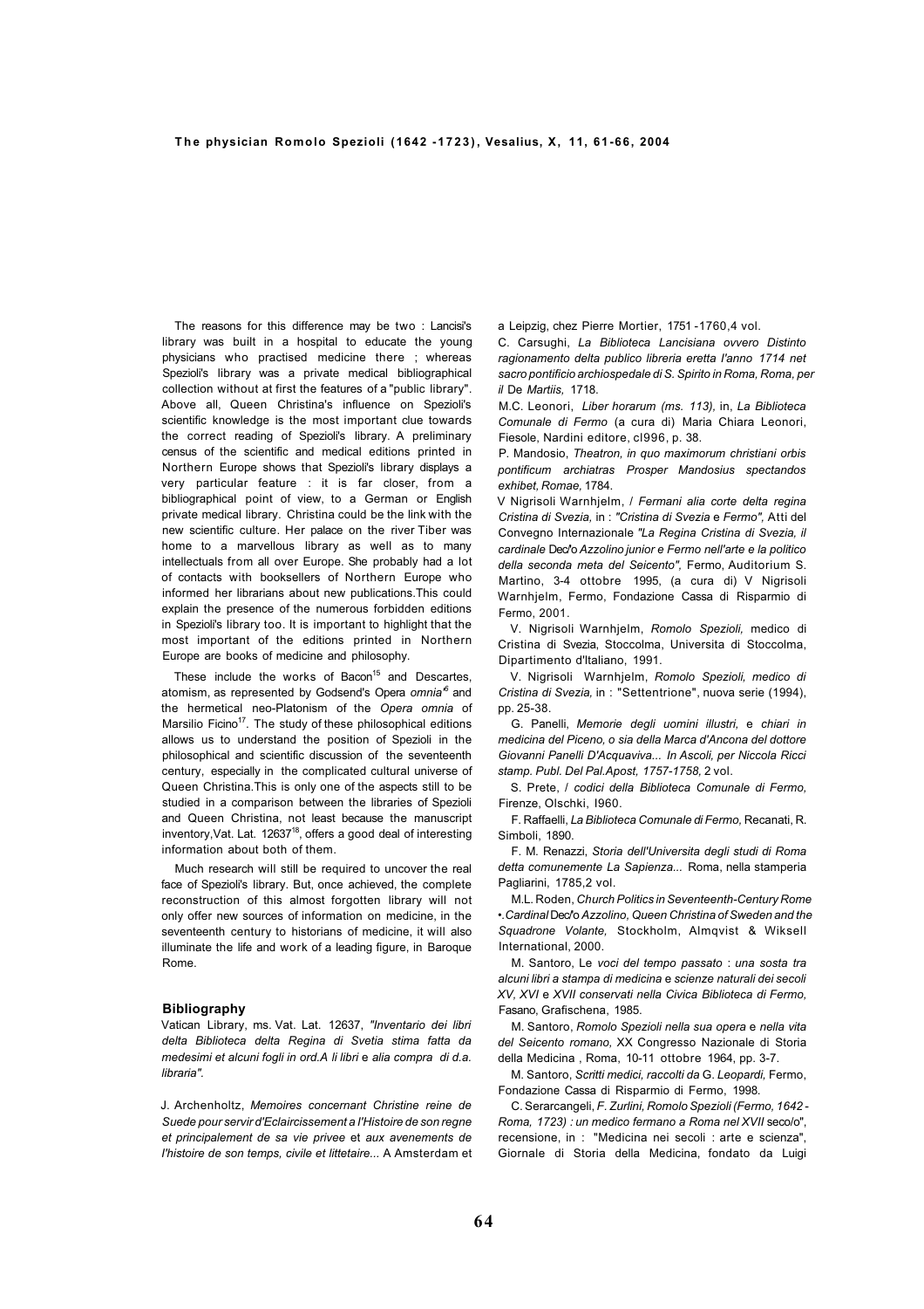The reasons for this difference may be two : Lancisi's library was built in a hospital to educate the young physicians who practised medicine there ; whereas Spezioli's library was a private medical bibliographical collection without at first the features of a "public library". Above all, Queen Christina's influence on Spezioli's scientific knowledge is the most important clue towards the correct reading of Spezioli's library. A preliminary census of the scientific and medical editions printed in Northern Europe shows that Spezioli's library displays a very particular feature : it is far closer, from a bibliographical point of view, to a German or English private medical library. Christina could be the link with the new scientific culture. Her palace on the river Tiber was home to a marvellous library as well as to many intellectuals from all over Europe. She probably had a lot of contacts with booksellers of Northern Europe who informed her librarians about new publications.This could explain the presence of the numerous forbidden editions in Spezioli's library too. It is important to highlight that the most important of the editions printed in Northern Europe are books of medicine and philosophy.

These include the works of Bacon[15] and Descartes, atomism, as represented by Godsend's Opera *omnia*[16] and the hermetical neo-Platonism of the *Opera omnia* of Marsilio Ficino[17]. The study of these philosophical editions allows us to understand the position of Spezioli in the philosophical and scientific discussion of the seventeenth century, especially in the complicated cultural universe of Queen Christina.This is only one of the aspects still to be studied in a comparison between the libraries of Spezioli and Queen Christina, not least because the manuscript inventory,Vat. Lat. 12637[18], offers a good deal of interesting information about both of them.

Much research will still be required to uncover the real face of Spezioli's library. But, once achieved, the complete reconstruction of this almost forgotten library will not only offer new sources of information on medicine, in the seventeenth century to historians of medicine, it will also illuminate the life and work of a leading figure, in Baroque Rome.

## Bibliography

Vatican Library, ms. Vat. Lat. 12637, *"Inventario dei libri delta Biblioteca delta Regina di Svetia stima fatta da medesimi et alcuni fogli in ord.A li libri e alia compra di d.a. libraria".*

J. Archenholtz, *Memoires concernant Christine reine de Suede pour servir d'Eclaircissement a l'Histoire de son regne et principalement de sa vie privee et aux avenements de l'histoire de son temps, civile et littetaire...* A Amsterdam et a Leipzig, chez Pierre Mortier, 1751 -1760,4 vol.

C. Carsughi, *La Biblioteca Lancisiana ovvero Distinto ragionamento delta publico libreria eretta l'anno 1714 net sacro pontificio archiospedale di S. Spirito in Roma, Roma, per il* De *Martiis,* 1718.

M.C. Leonori, *Liber horarum (ms. 113),* in, *La Biblioteca Comunale di Fermo* (a cura di) Maria Chiara Leonori, Fiesole, Nardini editore, cl996, p. 38.

P. Mandosio, *Theatron, in quo maximorum christiani orbis pontificum archiatras Prosper Mandosius spectandos exhibet, Romae,* 1784.

V Nigrisoli Warnhjelm, / *Fermani alia corte delta regina Cristina di Svezia,* in : *"Cristina di Svezia* e *Fermo",* Atti del Convegno Internazionale *"La Regina Cristina di Svezia, il cardinale* Dec*'o Azzolino junior e Fermo nell'arte e la politico della seconda meta del Seicento",* Fermo, Auditorium S. Martino, 3-4 ottobre 1995, (a cura di) V Nigrisoli Warnhjelm, Fermo, Fondazione Cassa di Risparmio di Fermo, 2001.

V. Nigrisoli Warnhjelm, *Romolo Spezioli,* medico di Cristina di Svezia, Stoccolma, Universita di Stoccolma, Dipartimento d'Italiano, 1991.

V. Nigrisoli Warnhjelm, *Romolo Spezioli, medico di Cristina di Svezia,* in : "Settentrione", nuova serie (1994), pp. 25-38.

G. Panelli, *Memorie degli uomini illustri,* e *chiari in medicina del Piceno, o sia della Marca d'Ancona del dottore Giovanni Panelli D'Acquaviva... In Ascoli, per Niccola Ricci stamp. Publ. Del Pal.Apost, 1757-1758,* 2 vol.

S. Prete, / *codici della Biblioteca Comunale di Fermo,* Firenze, Olschki, I960.

F. Raffaelli, *La Biblioteca Comunale di Fermo,* Recanati, R. Simboli, 1890.

F. M. Renazzi, *Storia dell'Universita degli studi di Roma detta comunemente La Sapienza...* Roma, nella stamperia Pagliarini, 1785,2 vol.

M.L. Roden, *Church Politics in Seventeenth-Century Rome •.Cardinal* Dec*'o Azzolino, Queen Christina of Sweden and the Squadrone Volante,* Stockholm, Almqvist & Wiksell International, 2000.

M. Santoro, Le *voci del tempo passato* : *una sosta tra alcuni libri a stampa di medicina* e *scienze naturali dei secoli XV, XVI* e *XVII conservati nella Civica Biblioteca di Fermo,* Fasano, Grafischena, 1985.

M. Santoro, *Romolo Spezioli nella sua opera* e *nella vita del Seicento romano,* XX Congresso Nazionale di Storia della Medicina , Roma, 10-11 ottobre 1964, pp. 3-7.

M. Santoro, *Scritti medici, raccolti da* G. *Leopardi,* Fermo, Fondazione Cassa di Risparmio di Fermo, 1998.

C. Serarcangeli, *F. Zurlini, Romolo Spezioli (Fermo, 1642 - Roma, 1723) : un medico fermano a Roma nel XVII* seco*lo",* recensione, in : "Medicina nei secoli : arte e scienza", Giornale di Storia della Medicina, fondato da Luigi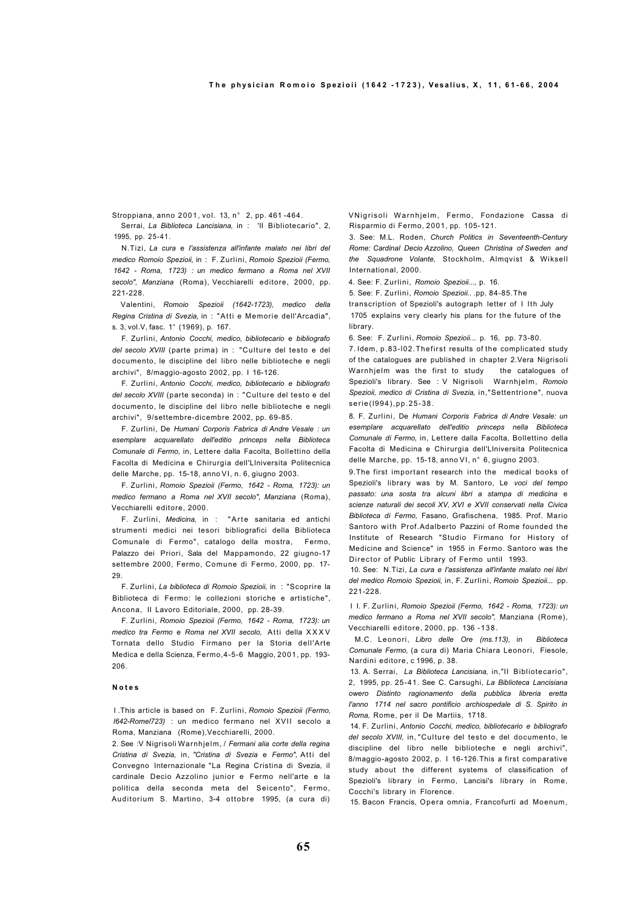Stroppiana, anno 2001, vol. 13, n° 2, pp. 461-464.

Serrai, *La Biblioteca Lancisiana,* in : 'Il Bibliotecario", 2, 1995, pp. 25-41.

N.Tizi, *La cura* e *l'assistenza all'infante malato nei libri del medico Romoio Spezioii,* in : F. Zurlini, *Romoio Spezioii (Fermo, 1642 - Roma, 1723) : un medico fermano a Roma nel XVII secolo", Manziana* (Roma), Vecchiarelli editore, 2000, pp. 221-228.

Valentini, *Romoio Spezioii (1642-1723), medico della Regina Cristina di Svezia,* in : "Atti e Memorie dell'Arcadia", s. 3, vol.V, fasc. 1° (1969), p. 167.

F. Zurlini, *Antonio Cocchi, medico, bibliotecario* e *bibliografo del secolo XVIII* (parte prima) in : "Culture del testo e del documento, le discipline del libro nelle biblioteche e negli archivi", 8/maggio-agosto 2002, pp. I 16-126.

F. Zurlini, *Antonio Cocchi, medico, bibliotecario e bibliografo del secolo XVIII* (parte seconda) in : "Culture del testo e del documento, le discipline del libro nelle biblioteche e negli archivi", 9/settembre-dicembre 2002, pp. 69-85.

F. Zurlini, De *Humani Corporis Fabrica di Andre Vesale : un esemplare acquarellato dell'editio princeps nella Biblioteca Comunale di Fermo,* in, Lettere dalla Facolta, Bollettino della Facolta di Medicina e Chirurgia dell'Llniversita Politecnica delle Marche, pp. 15-18, anno VI, n. 6, giugno 2003.

F. Zurlini, *Romoio Spezioii (Fermo, 1642 - Roma, 1723): un medico fermano a Roma nel XVII secolo", Manziana* (Roma), Vecchiarelli editore, 2000.

F. Zurlini, *Medicina,* in : "Arte sanitaria ed antichi strumenti medici nei tesori bibliografici della Biblioteca Comunale di Fermo", catalogo della mostra, Fermo, Palazzo dei Priori, Sala del Mappamondo, 22 giugno-17 settembre 2000, Fermo, Comune di Fermo, 2000, pp. 17-29.

F. Zurlini, *La biblioteca di Romoio Spezioii,* in : "Scoprire la Biblioteca di Fermo: le collezioni storiche e artistiche", Ancona, Il Lavoro Editoriale, 2000, pp. 28-39.

F. Zurlini, *Romoio Spezioii (Fermo, 1642 - Roma, 1723): un medico tra Fermo* e *Roma nel XVII secolo,* Atti della XXXV Tornata dello Studio Firmano per la Storia dell'Arte Medica e della Scienza, Fermo,4-5-6 Maggio, 2001, pp. 193-206.

**Notes**

I .This article is based on F. Zurlini, *Romoio Spezioii (Fermo, l642-Romel723)* : un medico fermano nel XVII secolo a Roma, Manziana (Rome),Vecchiarelli, 2000.

2. See :V Nigrisoli Warnhjelm, / *Fermani alia corte della regina Cristina di Svezia,* in, *"Cristina di Svezia* e *Fermo",* Atti del Convegno Internazionale "La Regina Cristina di Svezia, il cardinale Decio Azzolino junior e Fermo nell'arte e la politica della seconda meta del Seicento", Fermo, Auditorium S. Martino, 3-4 ottobre 1995, (a cura di) VNigrisoli Warnhjelm, Fermo, Fondazione Cassa di Risparmio di Fermo, 2001, pp. 105-121.

3. See: M.L. Roden, *Church Politics in Seventeenth-Century Rome: Cardinal Decio Azzolino, Queen Christina of Sweden and the Squadrone Volante,* Stockholm, Almqvist & Wiksell International, 2000.

4. See: F. Zurlini, *Romoio Spezioii...,* p. 16.

5. See: F. Zurlini, *Romoio Spezioii..* .pp. 84-85.The transcription of Spezioli's autograph letter of I Ith July 1705 explains very clearly his plans for the future of the library.

6. See: F. Zurlini, *Romoio Spezioii...* p. 16, pp. 73-80.

7. Idem, p.83-l02.Thefirst results of the complicated study of the catalogues are published in chapter 2.Vera Nigrisoli Warnhjelm was the first to study the catalogues of Spezioli's library. See : V Nigrisoli Warnhjelm, *Romoio Spezioii, medico di Cristina di Svezia,* in,"Settentrione", nuova serie(l994),pp.25-38.

8. F. Zurlini, De *Humani Corporis Fabrica di Andre Vesale: un esemplare acquarellato dell'editio princeps nella Biblioteca Comunale di Fermo,* in, Lettere dalla Facolta, Bollettino della Facolta di Medicina e Chirurgia dell'Llniversita Politecnica delle Marche, pp. 15-18, anno VI, n° 6, giugno 2003.

9.The first important research into the medical books of Spezioli's library was by M. Santoro, Le *voci del tempo passato: una sosta tra alcuni libri a stampa di medicina* e *scienze naturali dei secoli XV, XVI e XVII conservati nella Civica Biblioteca di Fermo,* Fasano, Grafischena, 1985. Prof. Mario Santoro with Prof.Adalberto Pazzini of Rome founded the Institute of Research "Studio Firmano for History of Medicine and Science" in 1955 in Fermo. Santoro was the Director of Public Library of Fermo until 1993.

10. See: N.Tizi, *La cura e l'assistenza all'infante malato nei libri del medico Romoio Spezioii,* in, F. Zurlini, *Romoio Spezioii...* pp. 221-228.

I I. F. Zurlini, *Romoio Spezioii (Fermo, 1642 - Roma, 1723): un medico fermano a Roma nel XVII secolo",* Manziana (Rome), Vecchiarelli editore, 2000, pp. 136 -138.

M.C. Leonori, *Libro delle Ore (ms.113),* in *Biblioteca Comunale Fermo,* (a cura di) Maria Chiara Leonori, Fiesole, Nardini editore, c 1996, p. 38.

13. A. Serrai, *La Biblioteca Lancisiana,* in,"Il Bibliotecario", 2, 1995, pp. 25-41. See C. Carsughi, *La Biblioteca Lancisiana owero Distinto ragionamento della pubblica libreria eretta l'anno 1714 nel sacro pontificio archiospedale di S. Spirito in Roma,* Rome, per il De Martiis, 1718.

14. F. Zurlini, *Antonio Cocchi, medico, bibliotecario e bibliografo del secolo XVIII,* in, "Culture del testo e del documento, le discipline del libro nelle biblioteche e negli archivi", 8/maggio-agosto 2002, p. I 16-126.This a first comparative study about the different systems of classification of Spezioli's library in Fermo, Lancisi's library in Rome, Cocchi's library in Florence.

15. Bacon Francis, Opera omnia, Francofurti ad Moenum,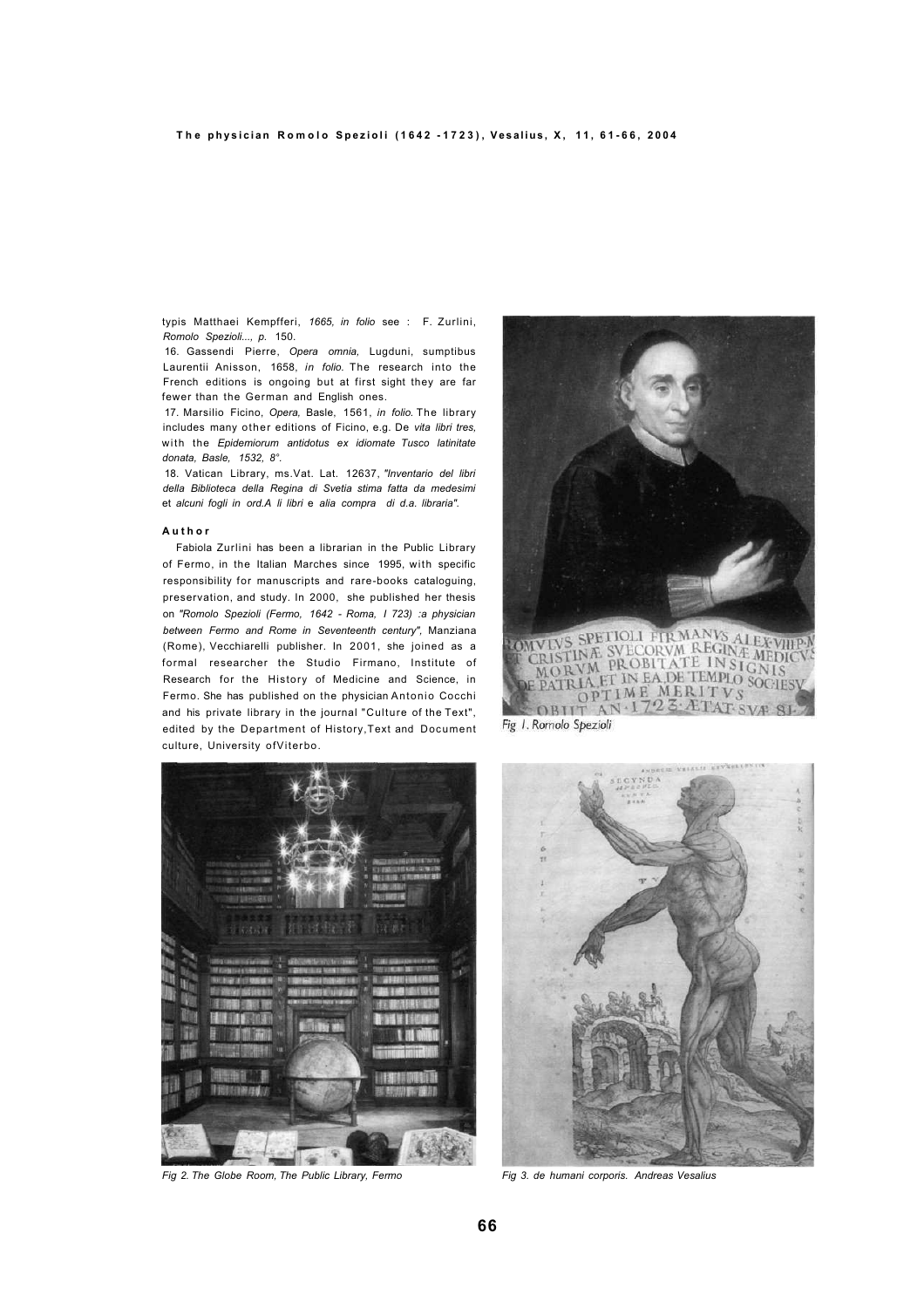typis Matthaei Kempfferi, *1665, in folio* see : F. Zurlini, *Romolo Spezioli..., p.* 150.

16. Gassendi Pierre, *Opera omnia*, Lugduni, sumptibus Laurentii Anisson, 1658, *in folio.* The research into the French editions is ongoing but at first sight they are far fewer than the German and English ones.

17. Marsilio Ficino, *Opera,* Basle, 1561, *in folio.* The library includes many other editions of Ficino, e.g. De *vita libri tres,* with the *Epidemiorum antidotus ex idiomate Tusco latinitate donata, Basle, 1532, 8°.*

18. Vatican Library, ms.Vat. Lat. 12637, *"Inventario del libri della Biblioteca della Regina di Svetia stima fatta da medesimi* et *alcuni fogli in ord.A li libri* e *alia compra di d.a. libraria".*

### Author

Fabiola Zurlini has been a librarian in the Public Library of Fermo, in the Italian Marches since 1995, with specific responsibility for manuscripts and rare-books cataloguing, preservation, and study. In 2000, she published her thesis on *"Romolo Spezioli (Fermo, 1642 - Roma, I 723) :a physician between Fermo and Rome in Seventeenth century",* Manziana (Rome), Vecchiarelli publisher. In 2001, she joined as a formal researcher the Studio Firmano, Institute of Research for the History of Medicine and Science, in Fermo. She has published on the physician Antonio Cocchi and his private library in the journal "Culture of the Text", edited by the Department of History,Text and Document culture, University ofViterbo.

Fig 1. Romolo Spezioli

Fig 2. The Globe Room, The Public Library, Fermo

Fig 3. de humani corporis. Andreas Vesalius